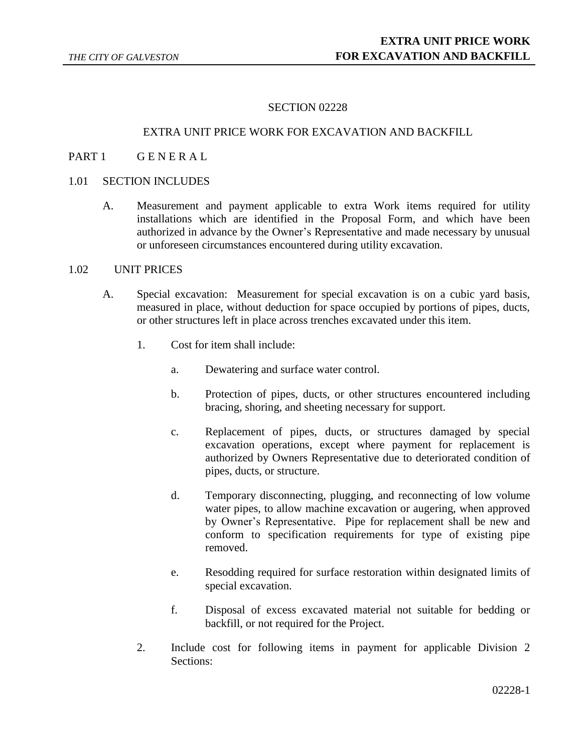# SECTION 02228

## EXTRA UNIT PRICE WORK FOR EXCAVATION AND BACKFILL

## PART 1 G E N E R A L

### 1.01 SECTION INCLUDES

A. Measurement and payment applicable to extra Work items required for utility installations which are identified in the Proposal Form, and which have been authorized in advance by the Owner's Representative and made necessary by unusual or unforeseen circumstances encountered during utility excavation.

### 1.02 UNIT PRICES

A. Special excavation: Measurement for special excavation is on a cubic yard basis, measured in place, without deduction for space occupied by portions of pipes, ducts, or other structures left in place across trenches excavated under this item.

1. Cost for item shall include:

   a. Dewatering and surface water control.

   b. Protection of pipes, ducts, or other structures encountered including bracing, shoring, and sheeting necessary for support.

   c. Replacement of pipes, ducts, or structures damaged by special excavation operations, except where payment for replacement is authorized by Owners Representative due to deteriorated condition of pipes, ducts, or structure.

   d. Temporary disconnecting, plugging, and reconnecting of low volume water pipes, to allow machine excavation or augering, when approved by Owner's Representative. Pipe for replacement shall be new and conform to specification requirements for type of existing pipe removed.

   e. Resodding required for surface restoration within designated limits of special excavation.

   f. Disposal of excess excavated material not suitable for bedding or backfill, or not required for the Project.

2. Include cost for following items in payment for applicable Division 2 Sections: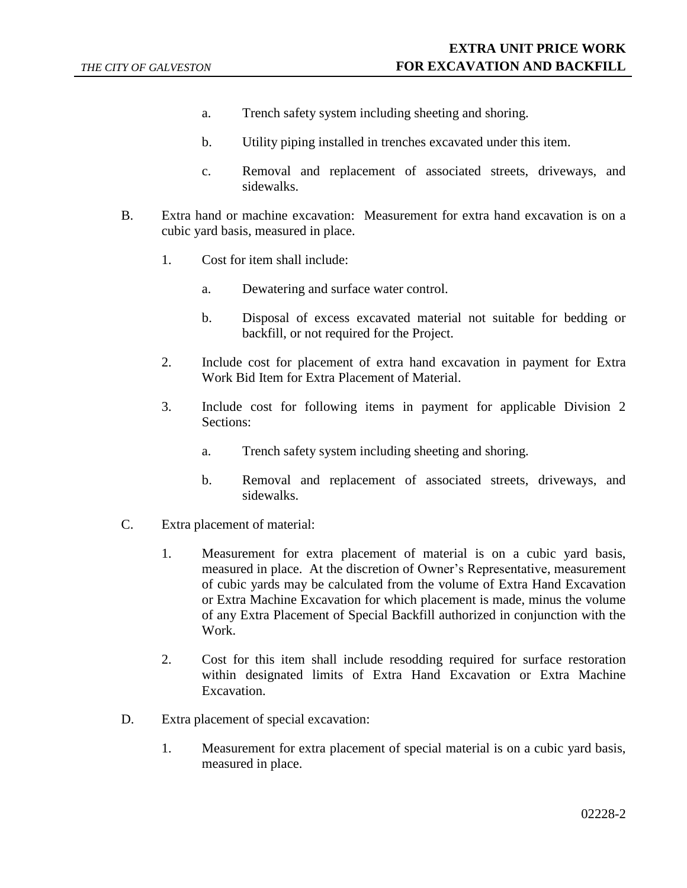a. Trench safety system including sheeting and shoring.

b. Utility piping installed in trenches excavated under this item.

c. Removal and replacement of associated streets, driveways, and sidewalks.

B. Extra hand or machine excavation: Measurement for extra hand excavation is on a cubic yard basis, measured in place.

1. Cost for item shall include:

   a. Dewatering and surface water control.

   b. Disposal of excess excavated material not suitable for bedding or backfill, or not required for the Project.

2. Include cost for placement of extra hand excavation in payment for Extra Work Bid Item for Extra Placement of Material.

3. Include cost for following items in payment for applicable Division 2 Sections:

   a. Trench safety system including sheeting and shoring.

   b. Removal and replacement of associated streets, driveways, and sidewalks.

C. Extra placement of material:

1. Measurement for extra placement of material is on a cubic yard basis, measured in place. At the discretion of Owner's Representative, measurement of cubic yards may be calculated from the volume of Extra Hand Excavation or Extra Machine Excavation for which placement is made, minus the volume of any Extra Placement of Special Backfill authorized in conjunction with the Work.

2. Cost for this item shall include resodding required for surface restoration within designated limits of Extra Hand Excavation or Extra Machine Excavation.

D. Extra placement of special excavation:

1. Measurement for extra placement of special material is on a cubic yard basis, measured in place.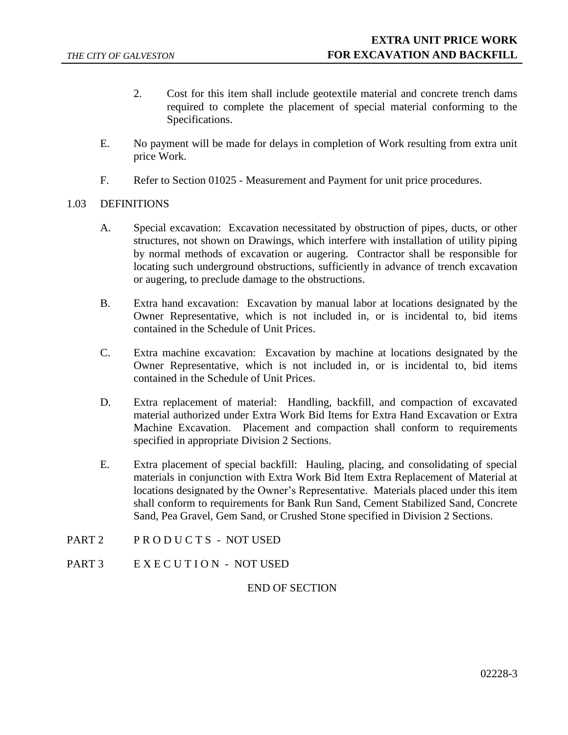2. Cost for this item shall include geotextile material and concrete trench dams required to complete the placement of special material conforming to the Specifications.

E. No payment will be made for delays in completion of Work resulting from extra unit price Work.

F. Refer to Section 01025 - Measurement and Payment for unit price procedures.

## 1.03 DEFINITIONS

A. Special excavation: Excavation necessitated by obstruction of pipes, ducts, or other structures, not shown on Drawings, which interfere with installation of utility piping by normal methods of excavation or augering. Contractor shall be responsible for locating such underground obstructions, sufficiently in advance of trench excavation or augering, to preclude damage to the obstructions.

B. Extra hand excavation: Excavation by manual labor at locations designated by the Owner Representative, which is not included in, or is incidental to, bid items contained in the Schedule of Unit Prices.

C. Extra machine excavation: Excavation by machine at locations designated by the Owner Representative, which is not included in, or is incidental to, bid items contained in the Schedule of Unit Prices.

D. Extra replacement of material: Handling, backfill, and compaction of excavated material authorized under Extra Work Bid Items for Extra Hand Excavation or Extra Machine Excavation. Placement and compaction shall conform to requirements specified in appropriate Division 2 Sections.

E. Extra placement of special backfill: Hauling, placing, and consolidating of special materials in conjunction with Extra Work Bid Item Extra Replacement of Material at locations designated by the Owner's Representative. Materials placed under this item shall conform to requirements for Bank Run Sand, Cement Stabilized Sand, Concrete Sand, Pea Gravel, Gem Sand, or Crushed Stone specified in Division 2 Sections.

## PART 2 P R O D U C T S - NOT USED

## PART 3 E X E C U T I O N - NOT USED

END OF SECTION